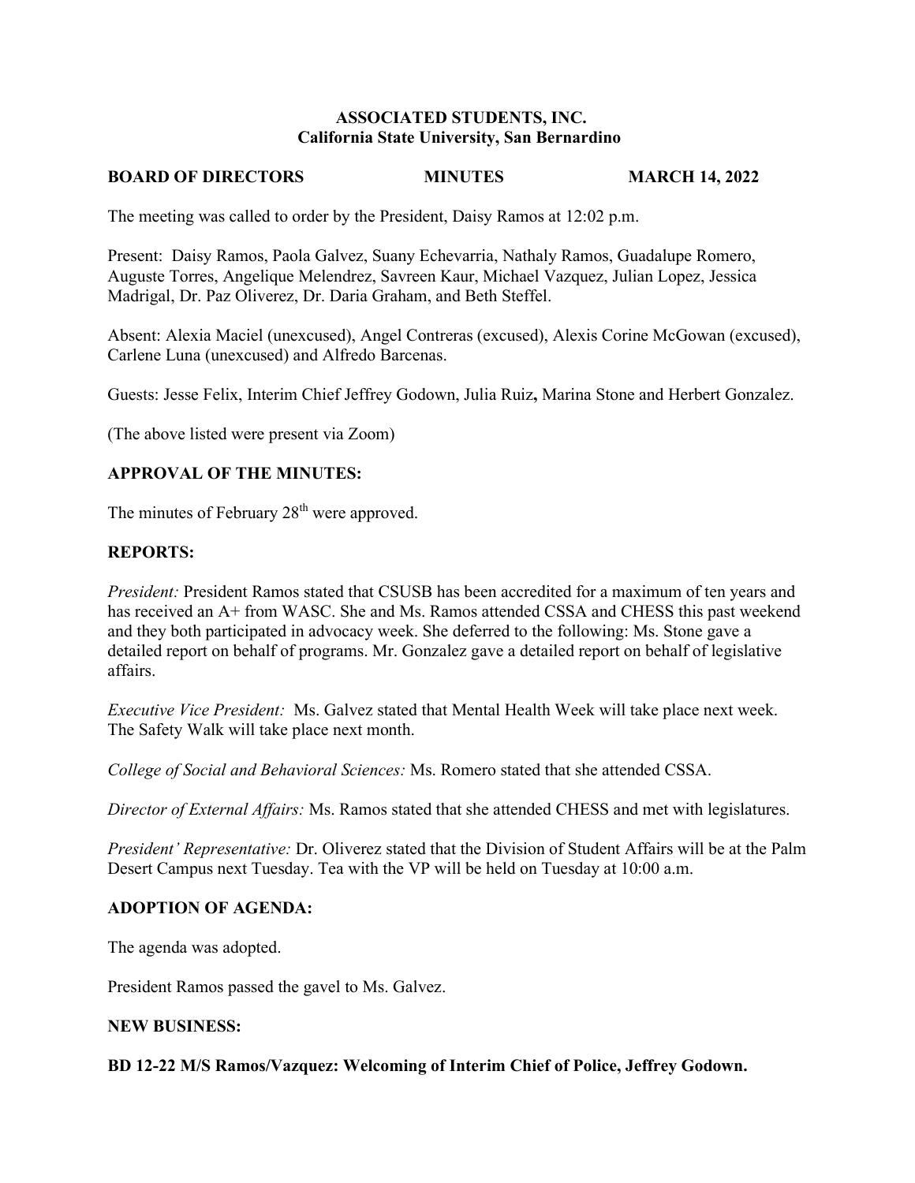**ASSOCIATED STUDENTS, INC.**
**California State University, San Bernardino**

**BOARD OF DIRECTORS** **MINUTES** **MARCH 14, 2022**

The meeting was called to order by the President, Daisy Ramos at 12:02 p.m.

Present: Daisy Ramos, Paola Galvez, Suany Echevarria, Nathaly Ramos, Guadalupe Romero, Auguste Torres, Angelique Melendrez, Savreen Kaur, Michael Vazquez, Julian Lopez, Jessica Madrigal, Dr. Paz Oliverez, Dr. Daria Graham, and Beth Steffel.

Absent: Alexia Maciel (unexcused), Angel Contreras (excused), Alexis Corine McGowan (excused), Carlene Luna (unexcused) and Alfredo Barcenas.

Guests: Jesse Felix, Interim Chief Jeffrey Godown, Julia Ruiz**,** Marina Stone and Herbert Gonzalez.

(The above listed were present via Zoom)

**APPROVAL OF THE MINUTES:**

The minutes of February 28th were approved.

**REPORTS:**

*President:* President Ramos stated that CSUSB has been accredited for a maximum of ten years and has received an A+ from WASC. She and Ms. Ramos attended CSSA and CHESS this past weekend and they both participated in advocacy week. She deferred to the following: Ms. Stone gave a detailed report on behalf of programs. Mr. Gonzalez gave a detailed report on behalf of legislative affairs.

*Executive Vice President:* Ms. Galvez stated that Mental Health Week will take place next week. The Safety Walk will take place next month.

*College of Social and Behavioral Sciences:* Ms. Romero stated that she attended CSSA.

*Director of External Affairs:* Ms. Ramos stated that she attended CHESS and met with legislatures.

*President' Representative:* Dr. Oliverez stated that the Division of Student Affairs will be at the Palm Desert Campus next Tuesday. Tea with the VP will be held on Tuesday at 10:00 a.m.

**ADOPTION OF AGENDA:**

The agenda was adopted.

President Ramos passed the gavel to Ms. Galvez.

**NEW BUSINESS:**

**BD 12-22 M/S Ramos/Vazquez: Welcoming of Interim Chief of Police, Jeffrey Godown.**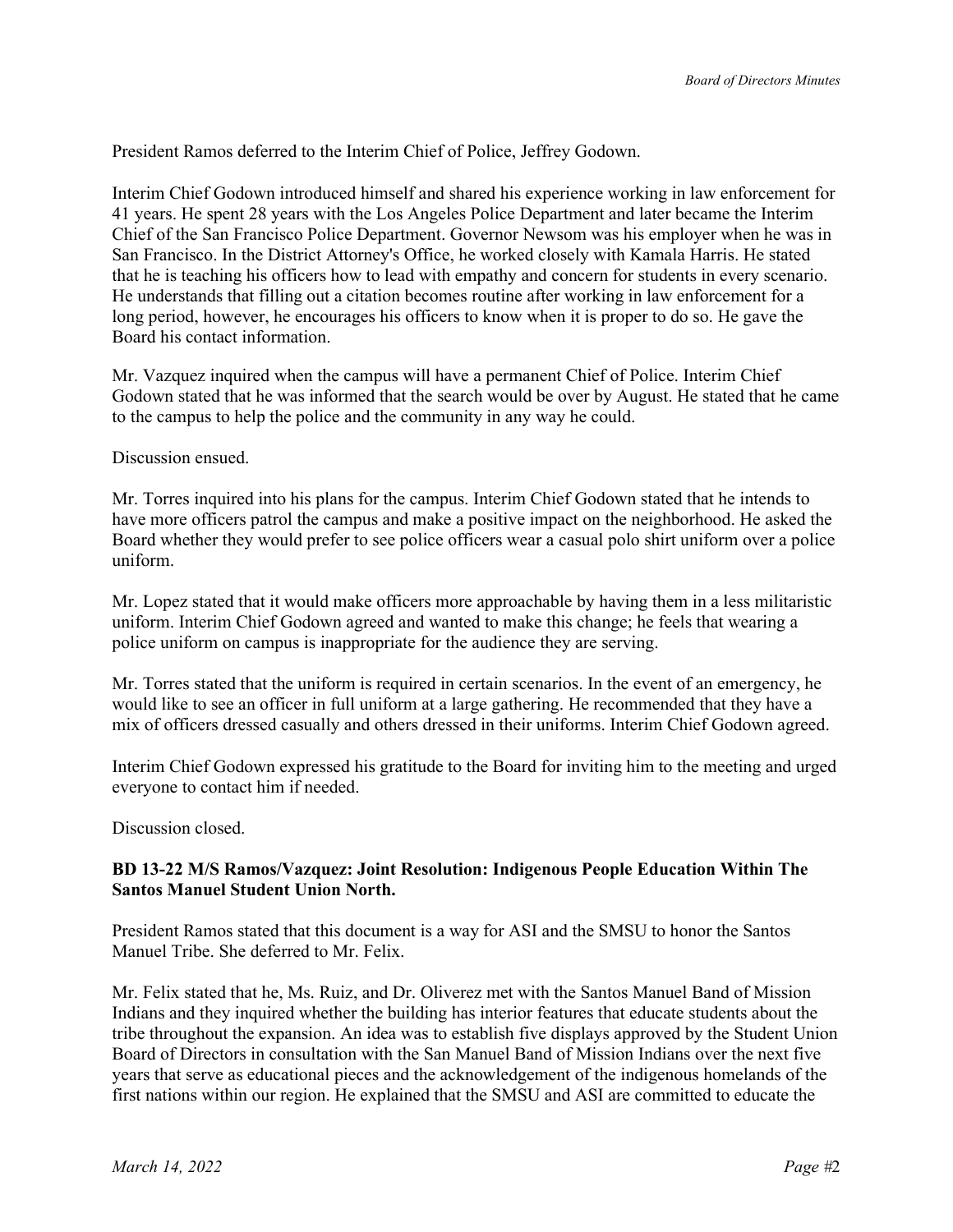President Ramos deferred to the Interim Chief of Police, Jeffrey Godown.

Interim Chief Godown introduced himself and shared his experience working in law enforcement for 41 years. He spent 28 years with the Los Angeles Police Department and later became the Interim Chief of the San Francisco Police Department. Governor Newsom was his employer when he was in San Francisco. In the District Attorney's Office, he worked closely with Kamala Harris. He stated that he is teaching his officers how to lead with empathy and concern for students in every scenario. He understands that filling out a citation becomes routine after working in law enforcement for a long period, however, he encourages his officers to know when it is proper to do so. He gave the Board his contact information.

Mr. Vazquez inquired when the campus will have a permanent Chief of Police. Interim Chief Godown stated that he was informed that the search would be over by August. He stated that he came to the campus to help the police and the community in any way he could.

Discussion ensued.

Mr. Torres inquired into his plans for the campus. Interim Chief Godown stated that he intends to have more officers patrol the campus and make a positive impact on the neighborhood. He asked the Board whether they would prefer to see police officers wear a casual polo shirt uniform over a police uniform.

Mr. Lopez stated that it would make officers more approachable by having them in a less militaristic uniform. Interim Chief Godown agreed and wanted to make this change; he feels that wearing a police uniform on campus is inappropriate for the audience they are serving.

Mr. Torres stated that the uniform is required in certain scenarios. In the event of an emergency, he would like to see an officer in full uniform at a large gathering. He recommended that they have a mix of officers dressed casually and others dressed in their uniforms. Interim Chief Godown agreed.

Interim Chief Godown expressed his gratitude to the Board for inviting him to the meeting and urged everyone to contact him if needed.

Discussion closed.

**BD 13-22 M/S Ramos/Vazquez: Joint Resolution: Indigenous People Education Within The Santos Manuel Student Union North.**

President Ramos stated that this document is a way for ASI and the SMSU to honor the Santos Manuel Tribe. She deferred to Mr. Felix.

Mr. Felix stated that he, Ms. Ruiz, and Dr. Oliverez met with the Santos Manuel Band of Mission Indians and they inquired whether the building has interior features that educate students about the tribe throughout the expansion. An idea was to establish five displays approved by the Student Union Board of Directors in consultation with the San Manuel Band of Mission Indians over the next five years that serve as educational pieces and the acknowledgement of the indigenous homelands of the first nations within our region. He explained that the SMSU and ASI are committed to educate the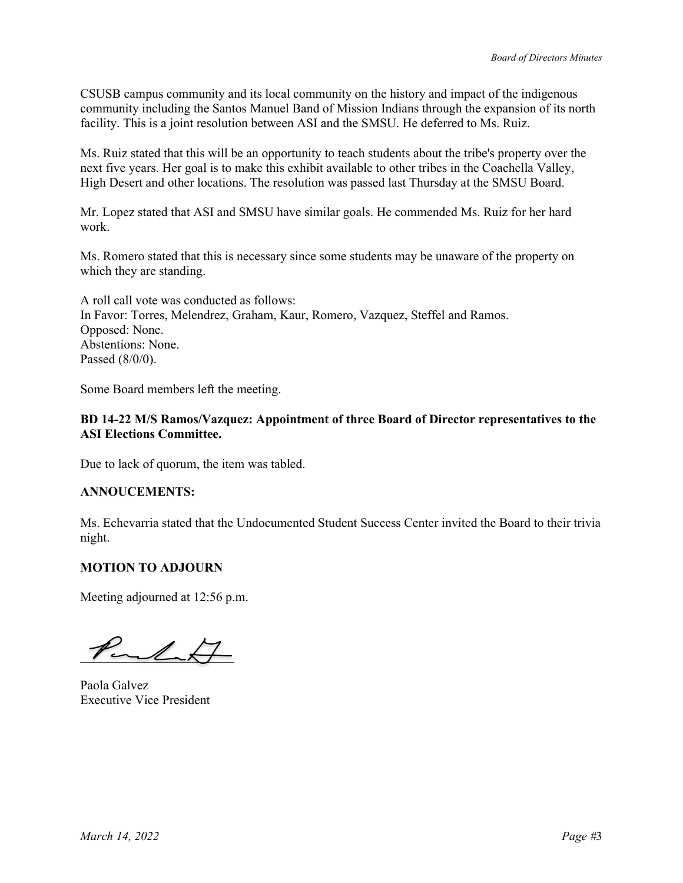CSUSB campus community and its local community on the history and impact of the indigenous community including the Santos Manuel Band of Mission Indians through the expansion of its north facility. This is a joint resolution between ASI and the SMSU. He deferred to Ms. Ruiz.

Ms. Ruiz stated that this will be an opportunity to teach students about the tribe's property over the next five years. Her goal is to make this exhibit available to other tribes in the Coachella Valley, High Desert and other locations. The resolution was passed last Thursday at the SMSU Board.

Mr. Lopez stated that ASI and SMSU have similar goals. He commended Ms. Ruiz for her hard work.

Ms. Romero stated that this is necessary since some students may be unaware of the property on which they are standing.

A roll call vote was conducted as follows:
In Favor: Torres, Melendrez, Graham, Kaur, Romero, Vazquez, Steffel and Ramos.
Opposed: None.
Abstentions: None.
Passed (8/0/0).

Some Board members left the meeting.

**BD 14-22 M/S Ramos/Vazquez: Appointment of three Board of Director representatives to the ASI Elections Committee.**

Due to lack of quorum, the item was tabled.

**ANNOUCEMENTS:**

Ms. Echevarria stated that the Undocumented Student Success Center invited the Board to their trivia night.

**MOTION TO ADJOURN**

Meeting adjourned at 12:56 p.m.

Paola Galvez
Executive Vice President